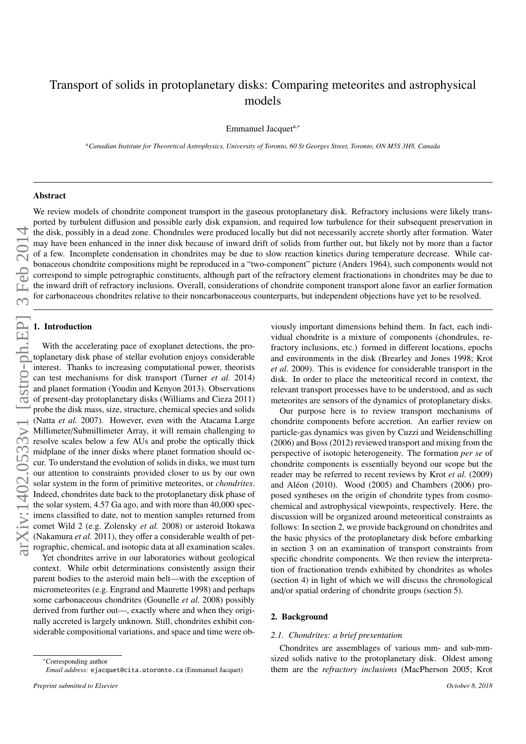# Transport of solids in protoplanetary disks: Comparing meteorites and astrophysical models

Emmanuel Jacquet[a,*]

[a] *Canadian Institute for Theoretical Astrophysics, University of Toronto, 60 St Georges Street, Toronto, ON M5S 3H8, Canada*

## Abstract

We review models of chondrite component transport in the gaseous protoplanetary disk. Refractory inclusions were likely transported by turbulent diffusion and possible early disk expansion, and required low turbulence for their subsequent preservation in the disk, possibly in a dead zone. Chondrules were produced locally but did not necessarily accrete shortly after formation. Water may have been enhanced in the inner disk because of inward drift of solids from further out, but likely not by more than a factor of a few. Incomplete condensation in chondrites may be due to slow reaction kinetics during temperature decrease. While carbonaceous chondrite compositions might be reproduced in a "two-component" picture (Anders 1964), such components would not correspond to simple petrographic constituents, although part of the refractory element fractionations in chondrites may be due to the inward drift of refractory inclusions. Overall, considerations of chondrite component transport alone favor an earlier formation for carbonaceous chondrites relative to their noncarbonaceous counterparts, but independent objections have yet to be resolved.

## 1. Introduction

With the accelerating pace of exoplanet detections, the protoplanetary disk phase of stellar evolution enjoys considerable interest. Thanks to increasing computational power, theorists can test mechanisms for disk transport (Turner *et al.* 2014) and planet formation (Youdin and Kenyon 2013). Observations of present-day protoplanetary disks (Williams and Cieza 2011) probe the disk mass, size, structure, chemical species and solids (Natta *et al.* 2007). However, even with the Atacama Large Millimeter/Submillimeter Array, it will remain challenging to resolve scales below a few AUs and probe the optically thick midplane of the inner disks where planet formation should occur. To understand the evolution of solids in disks, we must turn our attention to constraints provided closer to us by our own solar system in the form of primitive meteorites, or *chondrites*. Indeed, chondrites date back to the protoplanetary disk phase of the solar system, 4.57 Ga ago, and with more than 40,000 specimens classified to date, not to mention samples returned from comet Wild 2 (e.g. Zolensky *et al.* 2008) or asteroid Itokawa (Nakamura *et al.* 2011), they offer a considerable wealth of petrographic, chemical, and isotopic data at all examination scales.

Yet chondrites arrive in our laboratories without geological context. While orbit determinations consistently assign their parent bodies to the asteroid main belt—with the exception of micrometeorites (e.g. Engrand and Maurette 1998) and perhaps some carbonaceous chondrites (Gounelle *et al.* 2008) possibly derived from further out—, exactly where and when they originally accreted is largely unknown. Still, chondrites exhibit considerable compositional variations, and space and time were obviously important dimensions behind them. In fact, each individual chondrite is a mixture of components (chondrules, refractory inclusions, etc.) formed in different locations, epochs and environments in the disk (Brearley and Jones 1998; Krot *et al.* 2009). This is evidence for considerable transport in the disk. In order to place the meteoritical record in context, the relevant transport processes have to be understood, and as such meteorites are sensors of the dynamics of protoplanetary disks.

Our purpose here is to review transport mechanisms of chondrite components before accretion. An earlier review on particle-gas dynamics was given by Cuzzi and Weidenschilling (2006) and Boss (2012) reviewed transport and mixing from the perspective of isotopic heterogeneity. The formation *per se* of chondrite components is essentially beyond our scope but the reader may be referred to recent reviews by Krot *et al.* (2009) and Aléon (2010). Wood (2005) and Chambers (2006) proposed syntheses on the origin of chondrite types from cosmochemical and astrophysical viewpoints, respectively. Here, the discussion will be organized around meteoritical constraints as follows: In section 2, we provide background on chondrites and the basic physics of the protoplanetary disk before embarking in section 3 on an examination of transport constraints from specific chondrite components. We then review the interpretation of fractionation trends exhibited by chondrites as wholes (section 4) in light of which we will discuss the chronological and/or spatial ordering of chondrite groups (section 5).

## 2. Background

### 2.1. Chondrites: a brief presentation

Chondrites are assemblages of various mm- and sub-mm-sized solids native to the protoplanetary disk. Oldest among them are the *refractory inclusions* (MacPherson 2005; Krot

[*] Corresponding author
*Email address:* ejacquet@cita.utoronto.ca (Emmanuel Jacquet)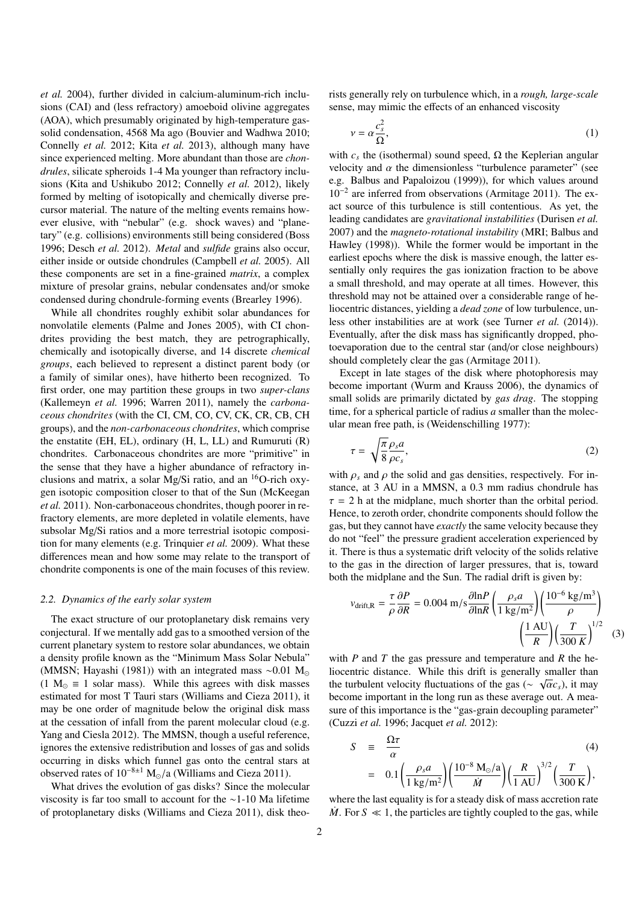*et al.* 2004), further divided in calcium-aluminum-rich inclusions (CAI) and (less refractory) amoeboid olivine aggregates (AOA), which presumably originated by high-temperature gas-solid condensation, 4568 Ma ago (Bouvier and Wadhwa 2010; Connelly *et al.* 2012; Kita *et al.* 2013), although many have since experienced melting. More abundant than those are *chondrules*, silicate spheroids 1-4 Ma younger than refractory inclusions (Kita and Ushikubo 2012; Connelly *et al.* 2012), likely formed by melting of isotopically and chemically diverse precursor material. The nature of the melting events remains however elusive, with "nebular" (e.g. shock waves) and "planetary" (e.g. collisions) environments still being considered (Boss 1996; Desch *et al.* 2012). *Metal* and *sulfide* grains also occur, either inside or outside chondrules (Campbell *et al.* 2005). All these components are set in a fine-grained *matrix*, a complex mixture of presolar grains, nebular condensates and/or smoke condensed during chondrule-forming events (Brearley 1996).

While all chondrites roughly exhibit solar abundances for nonvolatile elements (Palme and Jones 2005), with CI chondrites providing the best match, they are petrographically, chemically and isotopically diverse, and 14 discrete *chemical groups*, each believed to represent a distinct parent body (or a family of similar ones), have hitherto been recognized. To first order, one may partition these groups in two *super-clans* (Kallemeyn *et al.* 1996; Warren 2011), namely the *carbonaceous chondrites* (with the CI, CM, CO, CV, CK, CR, CB, CH groups), and the *non-carbonaceous chondrites*, which comprise the enstatite (EH, EL), ordinary (H, L, LL) and Rumuruti (R) chondrites. Carbonaceous chondrites are more "primitive" in the sense that they have a higher abundance of refractory inclusions and matrix, a solar Mg/Si ratio, and an $^{16}$O-rich oxygen isotopic composition closer to that of the Sun (McKeegan *et al.* 2011). Non-carbonaceous chondrites, though poorer in refractory elements, are more depleted in volatile elements, have subsolar Mg/Si ratios and a more terrestrial isotopic composition for many elements (e.g. Trinquier *et al.* 2009). What these differences mean and how some may relate to the transport of chondrite components is one of the main focuses of this review.

### 2.2. Dynamics of the early solar system

The exact structure of our protoplanetary disk remains very conjectural. If we mentally add gas to a smoothed version of the current planetary system to restore solar abundances, we obtain a density profile known as the "Minimum Mass Solar Nebula" (MMSN; Hayashi (1981)) with an integrated mass ∼0.01 $M_\odot$ (1 $M_\odot \equiv$ 1 solar mass). While this agrees with disk masses estimated for most T Tauri stars (Williams and Cieza 2011), it may be one order of magnitude below the original disk mass at the cessation of infall from the parent molecular cloud (e.g. Yang and Ciesla 2012). The MMSN, though a useful reference, ignores the extensive redistribution and losses of gas and solids occurring in disks which funnel gas onto the central stars at observed rates of $10^{-8\pm1}$ $M_\odot$/a (Williams and Cieza 2011).

What drives the evolution of gas disks? Since the molecular viscosity is far too small to account for the ∼1-10 Ma lifetime of protoplanetary disks (Williams and Cieza 2011), disk theorists generally rely on turbulence which, in a *rough, large-scale* sense, may mimic the effects of an enhanced viscosity

$$\nu = \alpha \frac{c_s^2}{\Omega}, \tag{1}$$

with $c_s$ the (isothermal) sound speed, $\Omega$ the Keplerian angular velocity and $\alpha$ the dimensionless "turbulence parameter" (see e.g. Balbus and Papaloizou (1999)), for which values around $10^{-2}$ are inferred from observations (Armitage 2011). The exact source of this turbulence is still contentious. As yet, the leading candidates are *gravitational instabilities* (Durisen *et al.* 2007) and the *magneto-rotational instability* (MRI; Balbus and Hawley (1998)). While the former would be important in the earliest epochs where the disk is massive enough, the latter essentially only requires the gas ionization fraction to be above a small threshold, and may operate at all times. However, this threshold may not be attained over a considerable range of heliocentric distances, yielding a *dead zone* of low turbulence, unless other instabilities are at work (see Turner *et al.* (2014)). Eventually, after the disk mass has significantly dropped, photoevaporation due to the central star (and/or close neighbours) should completely clear the gas (Armitage 2011).

Except in late stages of the disk where photophoresis may become important (Wurm and Krauss 2006), the dynamics of small solids are primarily dictated by *gas drag*. The stopping time, for a spherical particle of radius $a$ smaller than the molecular mean free path, is (Weidenschilling 1977):

$$\tau = \sqrt{\frac{\pi}{8}} \frac{\rho_s a}{\rho c_s}, \tag{2}$$

with $\rho_s$ and $\rho$ the solid and gas densities, respectively. For instance, at 3 AU in a MMSN, a 0.3 mm radius chondrule has $\tau$ = 2 h at the midplane, much shorter than the orbital period. Hence, to zeroth order, chondrite components should follow the gas, but they cannot have *exactly* the same velocity because they do not "feel" the pressure gradient acceleration experienced by it. There is thus a systematic drift velocity of the solids relative to the gas in the direction of larger pressures, that is, toward both the midplane and the Sun. The radial drift is given by:

$$v_{\mathrm{drift,R}} = \frac{\tau}{\rho} \frac{\partial P}{\partial R} = 0.004\,\mathrm{m/s} \frac{\partial \ln P}{\partial \ln R} \left(\frac{\rho_s a}{1\,\mathrm{kg/m^2}}\right) \left(\frac{10^{-6}\,\mathrm{kg/m^3}}{\rho}\right) \left(\frac{1\,\mathrm{AU}}{R}\right) \left(\frac{T}{300\,K}\right)^{1/2} \tag{3}$$

with $P$ and $T$ the gas pressure and temperature and $R$ the heliocentric distance. While this drift is generally smaller than the turbulent velocity fluctuations of the gas ($\sim \sqrt{\alpha} c_s$), it may become important in the long run as these average out. A measure of this importance is the "gas-grain decoupling parameter" (Cuzzi *et al.* 1996; Jacquet *et al.* 2012):

$$\begin{aligned} S &\equiv \frac{\Omega \tau}{\alpha} \\ &= 0.1 \left(\frac{\rho_s a}{1\,\mathrm{kg/m^2}}\right) \left(\frac{10^{-8}\,\mathrm{M_\odot/a}}{\dot{M}}\right) \left(\frac{R}{1\,\mathrm{AU}}\right)^{3/2} \left(\frac{T}{300\,\mathrm{K}}\right), \end{aligned} \tag{4}$$

where the last equality is for a steady disk of mass accretion rate $\dot{M}$. For $S \ll 1$, the particles are tightly coupled to the gas, while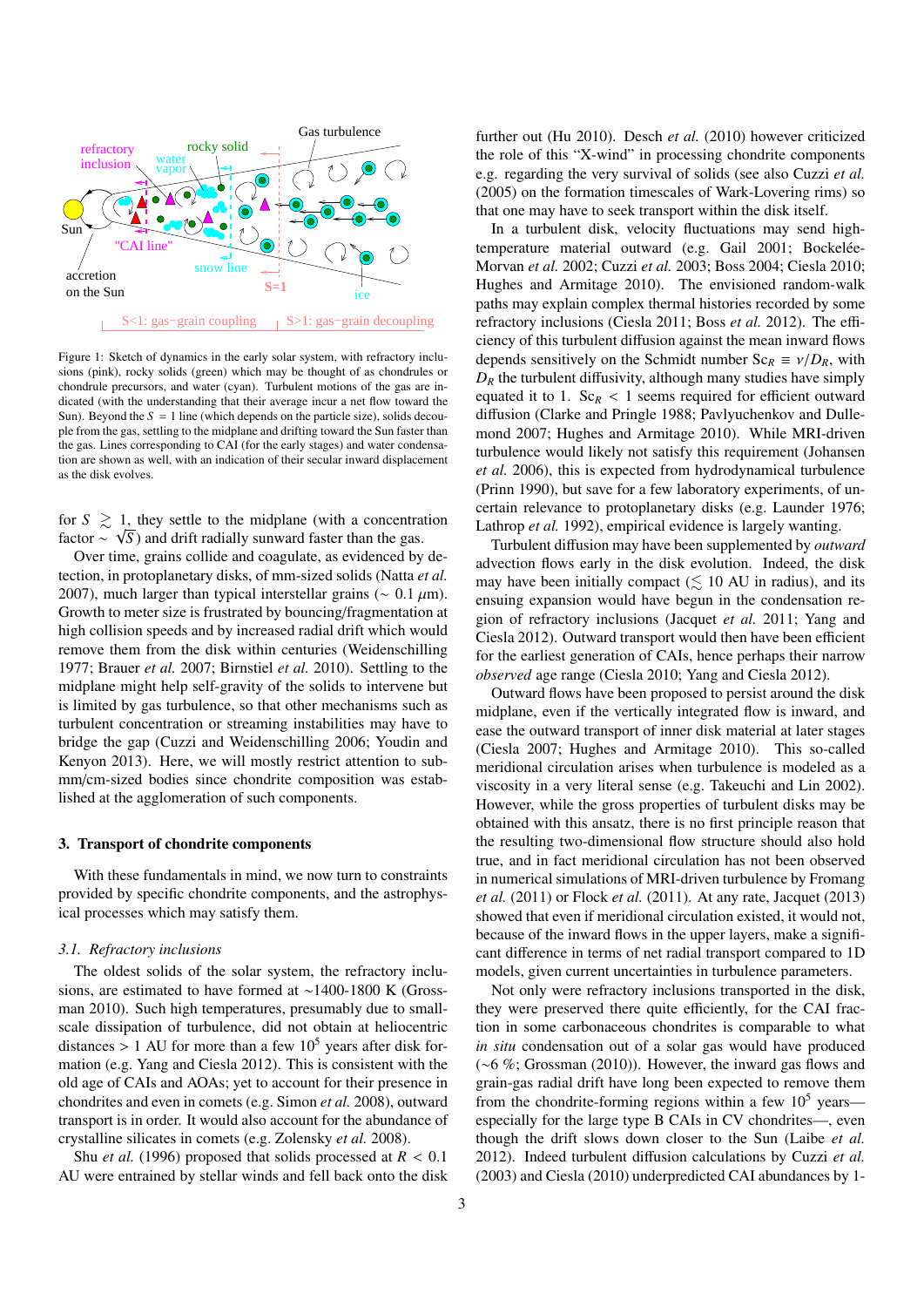Gas turbulence

refractory inclusion

rocky solid

water vapor

Sun

"CAI line"

snow line

S=1

ice

accretion on the Sun

S<1: gas−grain coupling

S>1: gas−grain decoupling

Figure 1: Sketch of dynamics in the early solar system, with refractory inclusions (pink), rocky solids (green) which may be thought of as chondrules or chondrule precursors, and water (cyan). Turbulent motions of the gas are indicated (with the understanding that their average incur a net flow toward the Sun). Beyond the $S = 1$ line (which depends on the particle size), solids decouple from the gas, settling to the midplane and drifting toward the Sun faster than the gas. Lines corresponding to CAI (for the early stages) and water condensation are shown as well, with an indication of their secular inward displacement as the disk evolves.

for $S \gtrsim 1$, they settle to the midplane (with a concentration factor $\sim \sqrt{S}$) and drift radially sunward faster than the gas.

Over time, grains collide and coagulate, as evidenced by detection, in protoplanetary disks, of mm-sized solids (Natta *et al.* 2007), much larger than typical interstellar grains ($\sim$ 0.1 $\mu$m). Growth to meter size is frustrated by bouncing/fragmentation at high collision speeds and by increased radial drift which would remove them from the disk within centuries (Weidenschilling 1977; Brauer *et al.* 2007; Birnstiel *et al.* 2010). Settling to the midplane might help self-gravity of the solids to intervene but is limited by gas turbulence, so that other mechanisms such as turbulent concentration or streaming instabilities may have to bridge the gap (Cuzzi and Weidenschilling 2006; Youdin and Kenyon 2013). Here, we will mostly restrict attention to sub-mm/cm-sized bodies since chondrite composition was established at the agglomeration of such components.

## 3. Transport of chondrite components

With these fundamentals in mind, we now turn to constraints provided by specific chondrite components, and the astrophysical processes which may satisfy them.

### 3.1. Refractory inclusions

The oldest solids of the solar system, the refractory inclusions, are estimated to have formed at ~1400-1800 K (Grossman 2010). Such high temperatures, presumably due to small-scale dissipation of turbulence, did not obtain at heliocentric distances > 1 AU for more than a few $10^5$ years after disk formation (e.g. Yang and Ciesla 2012). This is consistent with the old age of CAIs and AOAs; yet to account for their presence in chondrites and even in comets (e.g. Simon *et al.* 2008), outward transport is in order. It would also account for the abundance of crystalline silicates in comets (e.g. Zolensky *et al.* 2008).

Shu *et al.* (1996) proposed that solids processed at $R < 0.1$ AU were entrained by stellar winds and fell back onto the disk further out (Hu 2010). Desch *et al.* (2010) however criticized the role of this "X-wind" in processing chondrite components e.g. regarding the very survival of solids (see also Cuzzi *et al.* (2005) on the formation timescales of Wark-Lovering rims) so that one may have to seek transport within the disk itself.

In a turbulent disk, velocity fluctuations may send high-temperature material outward (e.g. Gail 2001; Bockelée-Morvan *et al.* 2002; Cuzzi *et al.* 2003; Boss 2004; Ciesla 2010; Hughes and Armitage 2010). The envisioned random-walk paths may explain complex thermal histories recorded by some refractory inclusions (Ciesla 2011; Boss *et al.* 2012). The efficiency of this turbulent diffusion against the mean inward flows depends sensitively on the Schmidt number $\mathrm{Sc}_R \equiv \nu/D_R$, with $D_R$ the turbulent diffusivity, although many studies have simply equated it to 1. $\mathrm{Sc}_R < 1$ seems required for efficient outward diffusion (Clarke and Pringle 1988; Pavlyuchenkov and Dullemond 2007; Hughes and Armitage 2010). While MRI-driven turbulence would likely not satisfy this requirement (Johansen *et al.* 2006), this is expected from hydrodynamical turbulence (Prinn 1990), but save for a few laboratory experiments, of uncertain relevance to protoplanetary disks (e.g. Launder 1976; Lathrop *et al.* 1992), empirical evidence is largely wanting.

Turbulent diffusion may have been supplemented by *outward* advection flows early in the disk evolution. Indeed, the disk may have been initially compact ($\lesssim$ 10 AU in radius), and its ensuing expansion would have begun in the condensation region of refractory inclusions (Jacquet *et al.* 2011; Yang and Ciesla 2012). Outward transport would then have been efficient for the earliest generation of CAIs, hence perhaps their narrow *observed* age range (Ciesla 2010; Yang and Ciesla 2012).

Outward flows have been proposed to persist around the disk midplane, even if the vertically integrated flow is inward, and ease the outward transport of inner disk material at later stages (Ciesla 2007; Hughes and Armitage 2010). This so-called meridional circulation arises when turbulence is modeled as a viscosity in a very literal sense (e.g. Takeuchi and Lin 2002). However, while the gross properties of turbulent disks may be obtained with this ansatz, there is no first principle reason that the resulting two-dimensional flow structure should also hold true, and in fact meridional circulation has not been observed in numerical simulations of MRI-driven turbulence by Fromang *et al.* (2011) or Flock *et al.* (2011). At any rate, Jacquet (2013) showed that even if meridional circulation existed, it would not, because of the inward flows in the upper layers, make a significant difference in terms of net radial transport compared to 1D models, given current uncertainties in turbulence parameters.

Not only were refractory inclusions transported in the disk, they were preserved there quite efficiently, for the CAI fraction in some carbonaceous chondrites is comparable to what *in situ* condensation out of a solar gas would have produced (~6 %; Grossman (2010)). However, the inward gas flows and grain-gas radial drift have long been expected to remove them from the chondrite-forming regions within a few $10^5$ years—especially for the large type B CAIs in CV chondrites—, even though the drift slows down closer to the Sun (Laibe *et al.* 2012). Indeed turbulent diffusion calculations by Cuzzi *et al.* (2003) and Ciesla (2010) underpredicted CAI abundances by 1-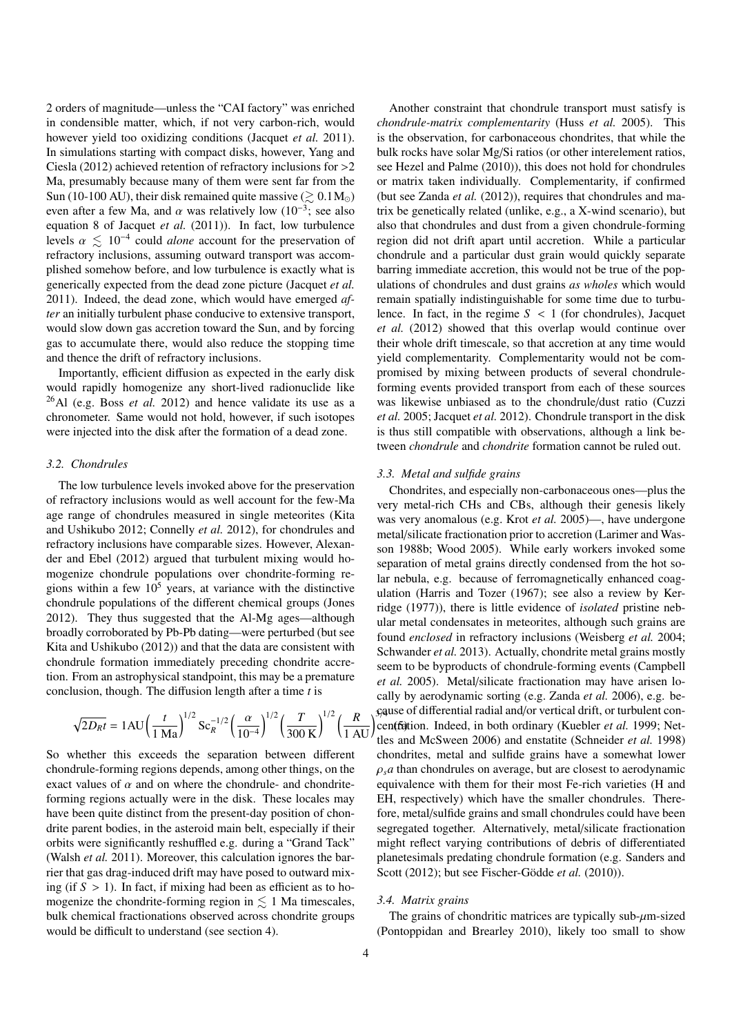2 orders of magnitude—unless the "CAI factory" was enriched in condensible matter, which, if not very carbon-rich, would however yield too oxidizing conditions (Jacquet *et al.* 2011). In simulations starting with compact disks, however, Yang and Ciesla (2012) achieved retention of refractory inclusions for >2 Ma, presumably because many of them were sent far from the Sun (10-100 AU), their disk remained quite massive ($\gtrsim 0.1 M_\odot$) even after a few Ma, and $\alpha$ was relatively low ($10^{-3}$; see also equation 8 of Jacquet *et al.* (2011)). In fact, low turbulence levels $\alpha \lesssim 10^{-4}$ could *alone* account for the preservation of refractory inclusions, assuming outward transport was accomplished somehow before, and low turbulence is exactly what is generically expected from the dead zone picture (Jacquet *et al.* 2011). Indeed, the dead zone, which would have emerged *after* an initially turbulent phase conducive to extensive transport, would slow down gas accretion toward the Sun, and by forcing gas to accumulate there, would also reduce the stopping time and thence the drift of refractory inclusions.

Importantly, efficient diffusion as expected in the early disk would rapidly homogenize any short-lived radionuclide like $^{26}$Al (e.g. Boss *et al.* 2012) and hence validate its use as a chronometer. Same would not hold, however, if such isotopes were injected into the disk after the formation of a dead zone.

### 3.2. Chondrules

The low turbulence levels invoked above for the preservation of refractory inclusions would as well account for the few-Ma age range of chondrules measured in single meteorites (Kita and Ushikubo 2012; Connelly *et al.* 2012), for chondrules and refractory inclusions have comparable sizes. However, Alexander and Ebel (2012) argued that turbulent mixing would homogenize chondrule populations over chondrite-forming regions within a few $10^5$ years, at variance with the distinctive chondrule populations of the different chemical groups (Jones 2012). They thus suggested that the Al-Mg ages—although broadly corroborated by Pb-Pb dating—were perturbed (but see Kita and Ushikubo (2012)) and that the data are consistent with chondrule formation immediately preceding chondrite accretion. From an astrophysical standpoint, this may be a premature conclusion, though. The diffusion length after a time $t$ is

$$\sqrt{2D_R t} = 1\mathrm{AU}\left(\frac{t}{1\,\mathrm{Ma}}\right)^{1/2}\mathrm{Sc}_R^{-1/2}\left(\frac{\alpha}{10^{-4}}\right)^{1/2}\left(\frac{T}{300\,\mathrm{K}}\right)^{1/2}\left(\frac{R}{1\,\mathrm{AU}}\right)^{5/4} \quad (5)$$

So whether this exceeds the separation between different chondrule-forming regions depends, among other things, on the exact values of $\alpha$ and on where the chondrule- and chondrite-forming regions actually were in the disk. These locales may have been quite distinct from the present-day position of chondrite parent bodies, in the asteroid main belt, especially if their orbits were significantly reshuffled e.g. during a "Grand Tack" (Walsh *et al.* 2011). Moreover, this calculation ignores the barrier that gas drag-induced drift may have posed to outward mixing (if $S > 1$). In fact, if mixing had been as efficient as to homogenize the chondrite-forming region in $\lesssim 1$ Ma timescales, bulk chemical fractionations observed across chondrite groups would be difficult to understand (see section 4).

Another constraint that chondrule transport must satisfy is *chondrule-matrix complementarity* (Huss *et al.* 2005). This is the observation, for carbonaceous chondrites, that while the bulk rocks have solar Mg/Si ratios (or other interelement ratios, see Hezel and Palme (2010)), this does not hold for chondrules or matrix taken individually. Complementarity, if confirmed (but see Zanda *et al.* (2012)), requires that chondrules and matrix be genetically related (unlike, e.g., a X-wind scenario), but also that chondrules and dust from a given chondrule-forming region did not drift apart until accretion. While a particular chondrule and a particular dust grain would quickly separate barring immediate accretion, this would not be true of the populations of chondrules and dust grains *as wholes* which would remain spatially indistinguishable for some time due to turbulence. In fact, in the regime $S < 1$ (for chondrules), Jacquet *et al.* (2012) showed that this overlap would continue over their whole drift timescale, so that accretion at any time would yield complementarity. Complementarity would not be compromised by mixing between products of several chondrule-forming events provided transport from each of these sources was likewise unbiased as to the chondrule/dust ratio (Cuzzi *et al.* 2005; Jacquet *et al.* 2012). Chondrule transport in the disk is thus still compatible with observations, although a link between *chondrule* and *chondrite* formation cannot be ruled out.

### 3.3. Metal and sulfide grains

Chondrites, and especially non-carbonaceous ones—plus the very metal-rich CHs and CBs, although their genesis likely was very anomalous (e.g. Krot *et al.* 2005)—, have undergone metal/silicate fractionation prior to accretion (Larimer and Wasson 1988b; Wood 2005). While early workers invoked some separation of metal grains directly condensed from the hot solar nebula, e.g. because of ferromagnetically enhanced coagulation (Harris and Tozer (1967); see also a review by Kerridge (1977)), there is little evidence of *isolated* pristine nebular metal condensates in meteorites, although such grains are found *enclosed* in refractory inclusions (Weisberg *et al.* 2004; Schwander *et al.* 2013). Actually, chondrite metal grains mostly seem to be byproducts of chondrule-forming events (Campbell *et al.* 2005). Metal/silicate fractionation may have arisen locally by aerodynamic sorting (e.g. Zanda *et al.* 2006), e.g. because of differential radial and/or vertical drift, or turbulent concentration. Indeed, in both ordinary (Kuebler *et al.* 1999; Nettles and McSween 2006) and enstatite (Schneider *et al.* 1998) chondrites, metal and sulfide grains have a somewhat lower $\rho_s a$ than chondrules on average, but are closest to aerodynamic equivalence with them for their most Fe-rich varieties (H and EH, respectively) which have the smaller chondrules. Therefore, metal/sulfide grains and small chondrules could have been segregated together. Alternatively, metal/silicate fractionation might reflect varying contributions of debris of differentiated planetesimals predating chondrule formation (e.g. Sanders and Scott (2012); but see Fischer-Gödde *et al.* (2010)).

### 3.4. Matrix grains

The grains of chondritic matrices are typically sub-$\mu$m-sized (Pontoppidan and Brearley 2010), likely too small to show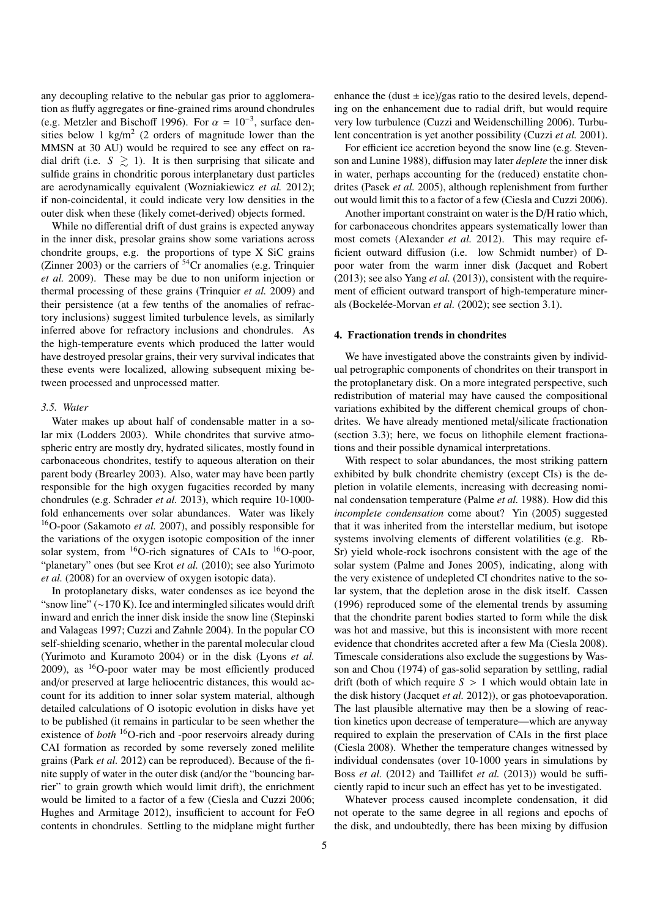any decoupling relative to the nebular gas prior to agglomeration as fluffy aggregates or fine-grained rims around chondrules (e.g. Metzler and Bischoff 1996). For $\alpha = 10^{-3}$, surface densities below 1 kg/m$^2$ (2 orders of magnitude lower than the MMSN at 30 AU) would be required to see any effect on radial drift (i.e. $S \gtrsim 1$). It is then surprising that silicate and sulfide grains in chondritic porous interplanetary dust particles are aerodynamically equivalent (Wozniakiewicz *et al.* 2012); if non-coincidental, it could indicate very low densities in the outer disk when these (likely comet-derived) objects formed.

While no differential drift of dust grains is expected anyway in the inner disk, presolar grains show some variations across chondrite groups, e.g. the proportions of type X SiC grains (Zinner 2003) or the carriers of $^{54}$Cr anomalies (e.g. Trinquier *et al.* 2009). These may be due to non uniform injection or thermal processing of these grains (Trinquier *et al.* 2009) and their persistence (at a few tenths of the anomalies of refractory inclusions) suggest limited turbulence levels, as similarly inferred above for refractory inclusions and chondrules. As the high-temperature events which produced the latter would have destroyed presolar grains, their very survival indicates that these events were localized, allowing subsequent mixing between processed and unprocessed matter.

### *3.5. Water*

Water makes up about half of condensable matter in a solar mix (Lodders 2003). While chondrites that survive atmospheric entry are mostly dry, hydrated silicates, mostly found in carbonaceous chondrites, testify to aqueous alteration on their parent body (Brearley 2003). Also, water may have been partly responsible for the high oxygen fugacities recorded by many chondrules (e.g. Schrader *et al.* 2013), which require 10-1000-fold enhancements over solar abundances. Water was likely $^{16}$O-poor (Sakamoto *et al.* 2007), and possibly responsible for the variations of the oxygen isotopic composition of the inner solar system, from $^{16}$O-rich signatures of CAIs to $^{16}$O-poor, "planetary" ones (but see Krot *et al.* (2010); see also Yurimoto *et al.* (2008) for an overview of oxygen isotopic data).

In protoplanetary disks, water condenses as ice beyond the "snow line" (∼170 K). Ice and intermingled silicates would drift inward and enrich the inner disk inside the snow line (Stepinski and Valageas 1997; Cuzzi and Zahnle 2004). In the popular CO self-shielding scenario, whether in the parental molecular cloud (Yurimoto and Kuramoto 2004) or in the disk (Lyons *et al.* 2009), as $^{16}$O-poor water may be most efficiently produced and/or preserved at large heliocentric distances, this would account for its addition to inner solar system material, although detailed calculations of O isotopic evolution in disks have yet to be published (it remains in particular to be seen whether the existence of *both* $^{16}$O-rich and -poor reservoirs already during CAI formation as recorded by some reversely zoned melilite grains (Park *et al.* 2012) can be reproduced). Because of the finite supply of water in the outer disk (and/or the "bouncing barrier" to grain growth which would limit drift), the enrichment would be limited to a factor of a few (Ciesla and Cuzzi 2006; Hughes and Armitage 2012), insufficient to account for FeO contents in chondrules. Settling to the midplane might further enhance the (dust ± ice)/gas ratio to the desired levels, depending on the enhancement due to radial drift, but would require very low turbulence (Cuzzi and Weidenschilling 2006). Turbulent concentration is yet another possibility (Cuzzi *et al.* 2001).

For efficient ice accretion beyond the snow line (e.g. Stevenson and Lunine 1988), diffusion may later *deplete* the inner disk in water, perhaps accounting for the (reduced) enstatite chondrites (Pasek *et al.* 2005), although replenishment from further out would limit this to a factor of a few (Ciesla and Cuzzi 2006).

Another important constraint on water is the D/H ratio which, for carbonaceous chondrites appears systematically lower than most comets (Alexander *et al.* 2012). This may require efficient outward diffusion (i.e. low Schmidt number) of D-poor water from the warm inner disk (Jacquet and Robert (2013); see also Yang *et al.* (2013)), consistent with the requirement of efficient outward transport of high-temperature minerals (Bockelée-Morvan *et al.* (2002); see section 3.1).

## 4. Fractionation trends in chondrites

We have investigated above the constraints given by individual petrographic components of chondrites on their transport in the protoplanetary disk. On a more integrated perspective, such redistribution of material may have caused the compositional variations exhibited by the different chemical groups of chondrites. We have already mentioned metal/silicate fractionation (section 3.3); here, we focus on lithophile element fractionations and their possible dynamical interpretations.

With respect to solar abundances, the most striking pattern exhibited by bulk chondrite chemistry (except CIs) is the depletion in volatile elements, increasing with decreasing nominal condensation temperature (Palme *et al.* 1988). How did this *incomplete condensation* come about? Yin (2005) suggested that it was inherited from the interstellar medium, but isotope systems involving elements of different volatilities (e.g. Rb-Sr) yield whole-rock isochrons consistent with the age of the solar system (Palme and Jones 2005), indicating, along with the very existence of undepleted CI chondrites native to the solar system, that the depletion arose in the disk itself. Cassen (1996) reproduced some of the elemental trends by assuming that the chondrite parent bodies started to form while the disk was hot and massive, but this is inconsistent with more recent evidence that chondrites accreted after a few Ma (Ciesla 2008). Timescale considerations also exclude the suggestions by Wasson and Chou (1974) of gas-solid separation by settling, radial drift (both of which require $S > 1$ which would obtain late in the disk history (Jacquet *et al.* 2012)), or gas photoevaporation. The last plausible alternative may then be a slowing of reaction kinetics upon decrease of temperature—which are anyway required to explain the preservation of CAIs in the first place (Ciesla 2008). Whether the temperature changes witnessed by individual condensates (over 10-1000 years in simulations by Boss *et al.* (2012) and Taillifet *et al.* (2013)) would be sufficiently rapid to incur such an effect has yet to be investigated.

Whatever process caused incomplete condensation, it did not operate to the same degree in all regions and epochs of the disk, and undoubtedly, there has been mixing by diffusion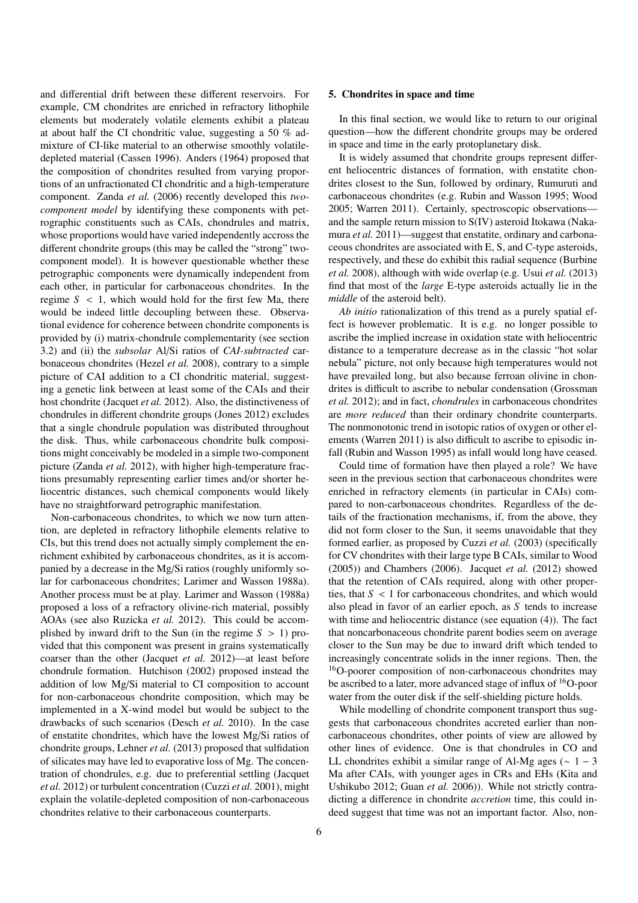and differential drift between these different reservoirs. For example, CM chondrites are enriched in refractory lithophile elements but moderately volatile elements exhibit a plateau at about half the CI chondritic value, suggesting a 50 % admixture of CI-like material to an otherwise smoothly volatile-depleted material (Cassen 1996). Anders (1964) proposed that the composition of chondrites resulted from varying proportions of an unfractionated CI chondritic and a high-temperature component. Zanda *et al.* (2006) recently developed this *two-component model* by identifying these components with petrographic constituents such as CAIs, chondrules and matrix, whose proportions would have varied independently accross the different chondrite groups (this may be called the "strong" two-component model). It is however questionable whether these petrographic components were dynamically independent from each other, in particular for carbonaceous chondrites. In the regime $S < 1$, which would hold for the first few Ma, there would be indeed little decoupling between these. Observational evidence for coherence between chondrite components is provided by (i) matrix-chondrule complementarity (see section 3.2) and (ii) the *subsolar* Al/Si ratios of *CAI-subtracted* carbonaceous chondrites (Hezel *et al.* 2008), contrary to a simple picture of CAI addition to a CI chondritic material, suggesting a genetic link between at least some of the CAIs and their host chondrite (Jacquet *et al.* 2012). Also, the distinctiveness of chondrules in different chondrite groups (Jones 2012) excludes that a single chondrule population was distributed throughout the disk. Thus, while carbonaceous chondrite bulk compositions might conceivably be modeled in a simple two-component picture (Zanda *et al.* 2012), with higher high-temperature fractions presumably representing earlier times and/or shorter heliocentric distances, such chemical components would likely have no straightforward petrographic manifestation.

Non-carbonaceous chondrites, to which we now turn attention, are depleted in refractory lithophile elements relative to CIs, but this trend does not actually simply complement the enrichment exhibited by carbonaceous chondrites, as it is accompanied by a decrease in the Mg/Si ratios (roughly uniformly solar for carbonaceous chondrites; Larimer and Wasson 1988a). Another process must be at play. Larimer and Wasson (1988a) proposed a loss of a refractory olivine-rich material, possibly AOAs (see also Ruzicka *et al.* 2012). This could be accomplished by inward drift to the Sun (in the regime $S > 1$) provided that this component was present in grains systematically coarser than the other (Jacquet *et al.* 2012)—at least before chondrule formation. Hutchison (2002) proposed instead the addition of low Mg/Si material to CI composition to account for non-carbonaceous chondrite composition, which may be implemented in a X-wind model but would be subject to the drawbacks of such scenarios (Desch *et al.* 2010). In the case of enstatite chondrites, which have the lowest Mg/Si ratios of chondrite groups, Lehner *et al.* (2013) proposed that sulfidation of silicates may have led to evaporative loss of Mg. The concentration of chondrules, e.g. due to preferential settling (Jacquet *et al.* 2012) or turbulent concentration (Cuzzi *et al.* 2001), might explain the volatile-depleted composition of non-carbonaceous chondrites relative to their carbonaceous counterparts.

## 5. Chondrites in space and time

In this final section, we would like to return to our original question—how the different chondrite groups may be ordered in space and time in the early protoplanetary disk.

It is widely assumed that chondrite groups represent different heliocentric distances of formation, with enstatite chondrites closest to the Sun, followed by ordinary, Rumuruti and carbonaceous chondrites (e.g. Rubin and Wasson 1995; Wood 2005; Warren 2011). Certainly, spectroscopic observations—and the sample return mission to S(IV) asteroid Itokawa (Nakamura *et al.* 2011)—suggest that enstatite, ordinary and carbonaceous chondrites are associated with E, S, and C-type asteroids, respectively, and these do exhibit this radial sequence (Burbine *et al.* 2008), although with wide overlap (e.g. Usui *et al.* (2013) find that most of the *large* E-type asteroids actually lie in the *middle* of the asteroid belt).

*Ab initio* rationalization of this trend as a purely spatial effect is however problematic. It is e.g. no longer possible to ascribe the implied increase in oxidation state with heliocentric distance to a temperature decrease as in the classic "hot solar nebula" picture, not only because high temperatures would not have prevailed long, but also because ferroan olivine in chondrites is difficult to ascribe to nebular condensation (Grossman *et al.* 2012); and in fact, *chondrules* in carbonaceous chondrites are *more reduced* than their ordinary chondrite counterparts. The nonmonotonic trend in isotopic ratios of oxygen or other elements (Warren 2011) is also difficult to ascribe to episodic infall (Rubin and Wasson 1995) as infall would long have ceased.

Could time of formation have then played a role? We have seen in the previous section that carbonaceous chondrites were enriched in refractory elements (in particular in CAIs) compared to non-carbonaceous chondrites. Regardless of the details of the fractionation mechanisms, if, from the above, they did not form closer to the Sun, it seems unavoidable that they formed earlier, as proposed by Cuzzi *et al.* (2003) (specifically for CV chondrites with their large type B CAIs, similar to Wood (2005)) and Chambers (2006). Jacquet *et al.* (2012) showed that the retention of CAIs required, along with other properties, that $S < 1$ for carbonaceous chondrites, and which would also plead in favor of an earlier epoch, as $S$ tends to increase with time and heliocentric distance (see equation (4)). The fact that noncarbonaceous chondrite parent bodies seem on average closer to the Sun may be due to inward drift which tended to increasingly concentrate solids in the inner regions. Then, the $^{16}$O-poorer composition of non-carbonaceous chondrites may be ascribed to a later, more advanced stage of influx of $^{16}$O-poor water from the outer disk if the self-shielding picture holds.

While modelling of chondrite component transport thus suggests that carbonaceous chondrites accreted earlier than non-carbonaceous chondrites, other points of view are allowed by other lines of evidence. One is that chondrules in CO and LL chondrites exhibit a similar range of Al-Mg ages ($\sim 1-3$ Ma after CAIs, with younger ages in CRs and EHs (Kita and Ushikubo 2012; Guan *et al.* 2006)). While not strictly contradicting a difference in chondrite *accretion* time, this could indeed suggest that time was not an important factor. Also, non-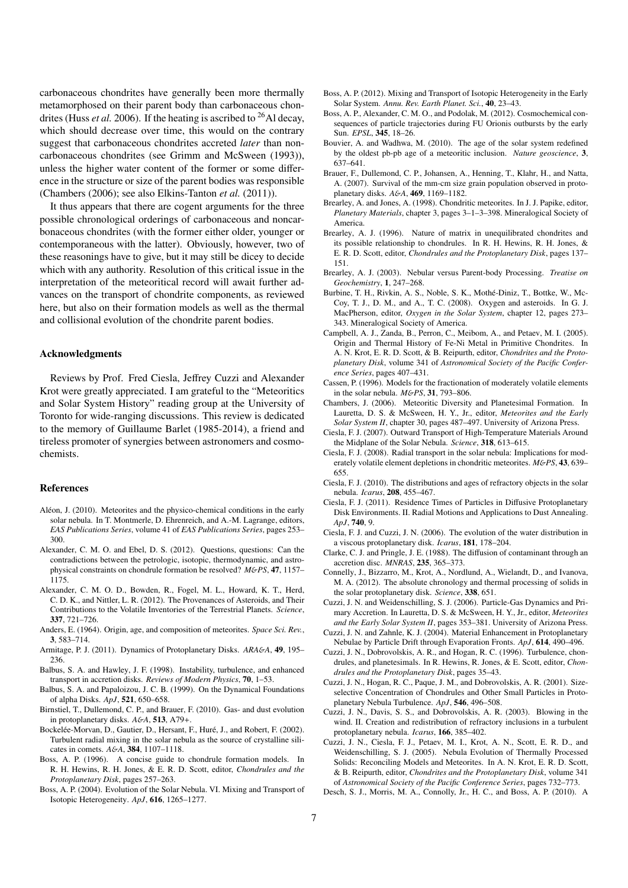carbonaceous chondrites have generally been more thermally metamorphosed on their parent body than carbonaceous chondrites (Huss *et al.* 2006). If the heating is ascribed to $^{26}$Al decay, which should decrease over time, this would on the contrary suggest that carbonaceous chondrites accreted *later* than non-carbonaceous chondrites (see Grimm and McSween (1993)), unless the higher water content of the former or some difference in the structure or size of the parent bodies was responsible (Chambers (2006); see also Elkins-Tanton *et al.* (2011)).

It thus appears that there are cogent arguments for the three possible chronological orderings of carbonaceous and noncarbonaceous chondrites (with the former either older, younger or contemporaneous with the latter). Obviously, however, two of these reasonings have to give, but it may still be dicey to decide which with any authority. Resolution of this critical issue in the interpretation of the meteoritical record will await further advances on the transport of chondrite components, as reviewed here, but also on their formation models as well as the thermal and collisional evolution of the chondrite parent bodies.

## Acknowledgments

Reviews by Prof. Fred Ciesla, Jeffrey Cuzzi and Alexander Krot were greatly appreciated. I am grateful to the "Meteoritics and Solar System History" reading group at the University of Toronto for wide-ranging discussions. This review is dedicated to the memory of Guillaume Barlet (1985-2014), a friend and tireless promoter of synergies between astronomers and cosmochemists.

## References

Aléon, J. (2010). Meteorites and the physico-chemical conditions in the early solar nebula. In T. Montmerle, D. Ehrenreich, and A.-M. Lagrange, editors, *EAS Publications Series*, volume 41 of *EAS Publications Series*, pages 253–300.

Alexander, C. M. O. and Ebel, D. S. (2012). Questions, questions: Can the contradictions between the petrologic, isotopic, thermodynamic, and astrophysical constraints on chondrule formation be resolved? *M&PS*, **47**, 1157–1175.

Alexander, C. M. O. D., Bowden, R., Fogel, M. L., Howard, K. T., Herd, C. D. K., and Nittler, L. R. (2012). The Provenances of Asteroids, and Their Contributions to the Volatile Inventories of the Terrestrial Planets. *Science*, **337**, 721–726.

Anders, E. (1964). Origin, age, and composition of meteorites. *Space Sci. Rev.*, **3**, 583–714.

Armitage, P. J. (2011). Dynamics of Protoplanetary Disks. *ARA&A*, **49**, 195–236.

Balbus, S. A. and Hawley, J. F. (1998). Instability, turbulence, and enhanced transport in accretion disks. *Reviews of Modern Physics*, **70**, 1–53.

Balbus, S. A. and Papaloizou, J. C. B. (1999). On the Dynamical Foundations of alpha Disks. *ApJ*, **521**, 650–658.

Birnstiel, T., Dullemond, C. P., and Brauer, F. (2010). Gas- and dust evolution in protoplanetary disks. *A&A*, **513**, A79+.

Bockelée-Morvan, D., Gautier, D., Hersant, F., Huré, J., and Robert, F. (2002). Turbulent radial mixing in the solar nebula as the source of crystalline silicates in comets. *A&A*, **384**, 1107–1118.

Boss, A. P. (1996). A concise guide to chondrule formation models. In R. H. Hewins, R. H. Jones, & E. R. D. Scott, editor, *Chondrules and the Protoplanetary Disk*, pages 257–263.

Boss, A. P. (2004). Evolution of the Solar Nebula. VI. Mixing and Transport of Isotopic Heterogeneity. *ApJ*, **616**, 1265–1277.

Boss, A. P. (2012). Mixing and Transport of Isotopic Heterogeneity in the Early Solar System. *Annu. Rev. Earth Planet. Sci.*, **40**, 23–43.

Boss, A. P., Alexander, C. M. O., and Podolak, M. (2012). Cosmochemical consequences of particle trajectories during FU Orionis outbursts by the early Sun. *EPSL*, **345**, 18–26.

Bouvier, A. and Wadhwa, M. (2010). The age of the solar system redefined by the oldest pb-pb age of a meteoritic inclusion. *Nature geoscience*, **3**, 637–641.

Brauer, F., Dullemond, C. P., Johansen, A., Henning, T., Klahr, H., and Natta, A. (2007). Survival of the mm-cm size grain population observed in protoplanetary disks. *A&A*, **469**, 1169–1182.

Brearley, A. and Jones, A. (1998). Chondritic meteorites. In J. J. Papike, editor, *Planetary Materials*, chapter 3, pages 3–1–3–398. Mineralogical Society of America.

Brearley, A. J. (1996). Nature of matrix in unequilibrated chondrites and its possible relationship to chondrules. In R. H. Hewins, R. H. Jones, & E. R. D. Scott, editor, *Chondrules and the Protoplanetary Disk*, pages 137–151.

Brearley, A. J. (2003). Nebular versus Parent-body Processing. *Treatise on Geochemistry*, **1**, 247–268.

Burbine, T. H., Rivkin, A. S., Noble, S. K., Mothé-Diniz, T., Bottke, W., McCoy, T. J., D., M., and A., T. C. (2008). Oxygen and asteroids. In G. J. MacPherson, editor, *Oxygen in the Solar System*, chapter 12, pages 273–343. Mineralogical Society of America.

Campbell, A. J., Zanda, B., Perron, C., Meibom, A., and Petaev, M. I. (2005). Origin and Thermal History of Fe-Ni Metal in Primitive Chondrites. In A. N. Krot, E. R. D. Scott, & B. Reipurth, editor, *Chondrites and the Protoplanetary Disk*, volume 341 of *Astronomical Society of the Pacific Conference Series*, pages 407–431.

Cassen, P. (1996). Models for the fractionation of moderately volatile elements in the solar nebula. *M&PS*, **31**, 793–806.

Chambers, J. (2006). Meteoritic Diversity and Planetesimal Formation. In Lauretta, D. S. & McSween, H. Y., Jr., editor, *Meteorites and the Early Solar System II*, chapter 30, pages 487–497. University of Arizona Press.

Ciesla, F. J. (2007). Outward Transport of High-Temperature Materials Around the Midplane of the Solar Nebula. *Science*, **318**, 613–615.

Ciesla, F. J. (2008). Radial transport in the solar nebula: Implications for moderately volatile element depletions in chondritic meteorites. *M&PS*, **43**, 639–655.

Ciesla, F. J. (2010). The distributions and ages of refractory objects in the solar nebula. *Icarus*, **208**, 455–467.

Ciesla, F. J. (2011). Residence Times of Particles in Diffusive Protoplanetary Disk Environments. II. Radial Motions and Applications to Dust Annealing. *ApJ*, **740**, 9.

Ciesla, F. J. and Cuzzi, J. N. (2006). The evolution of the water distribution in a viscous protoplanetary disk. *Icarus*, **181**, 178–204.

Clarke, C. J. and Pringle, J. E. (1988). The diffusion of contaminant through an accretion disc. *MNRAS*, **235**, 365–373.

Connelly, J., Bizzarro, M., Krot, A., Nordlund, A., Wielandt, D., and Ivanova, M. A. (2012). The absolute chronology and thermal processing of solids in the solar protoplanetary disk. *Science*, **338**, 651.

Cuzzi, J. N. and Weidenschilling, S. J. (2006). Particle-Gas Dynamics and Primary Accretion. In Lauretta, D. S. & McSween, H. Y., Jr., editor, *Meteorites and the Early Solar System II*, pages 353–381. University of Arizona Press.

Cuzzi, J. N. and Zahnle, K. J. (2004). Material Enhancement in Protoplanetary Nebulae by Particle Drift through Evaporation Fronts. *ApJ*, **614**, 490–496.

Cuzzi, J. N., Dobrovolskis, A. R., and Hogan, R. C. (1996). Turbulence, chondrules, and planetesimals. In R. Hewins, R. Jones, & E. Scott, editor, *Chondrules and the Protoplanetary Disk*, pages 35–43.

Cuzzi, J. N., Hogan, R. C., Paque, J. M., and Dobrovolskis, A. R. (2001). Size-selective Concentration of Chondrules and Other Small Particles in Protoplanetary Nebula Turbulence. *ApJ*, **546**, 496–508.

Cuzzi, J. N., Davis, S. S., and Dobrovolskis, A. R. (2003). Blowing in the wind. II. Creation and redistribution of refractory inclusions in a turbulent protoplanetary nebula. *Icarus*, **166**, 385–402.

Cuzzi, J. N., Ciesla, F. J., Petaev, M. I., Krot, A. N., Scott, E. R. D., and Weidenschilling, S. J. (2005). Nebula Evolution of Thermally Processed Solids: Reconciling Models and Meteorites. In A. N. Krot, E. R. D. Scott, & B. Reipurth, editor, *Chondrites and the Protoplanetary Disk*, volume 341 of *Astronomical Society of the Pacific Conference Series*, pages 732–773.

Desch, S. J., Morris, M. A., Connolly, Jr., H. C., and Boss, A. P. (2010). A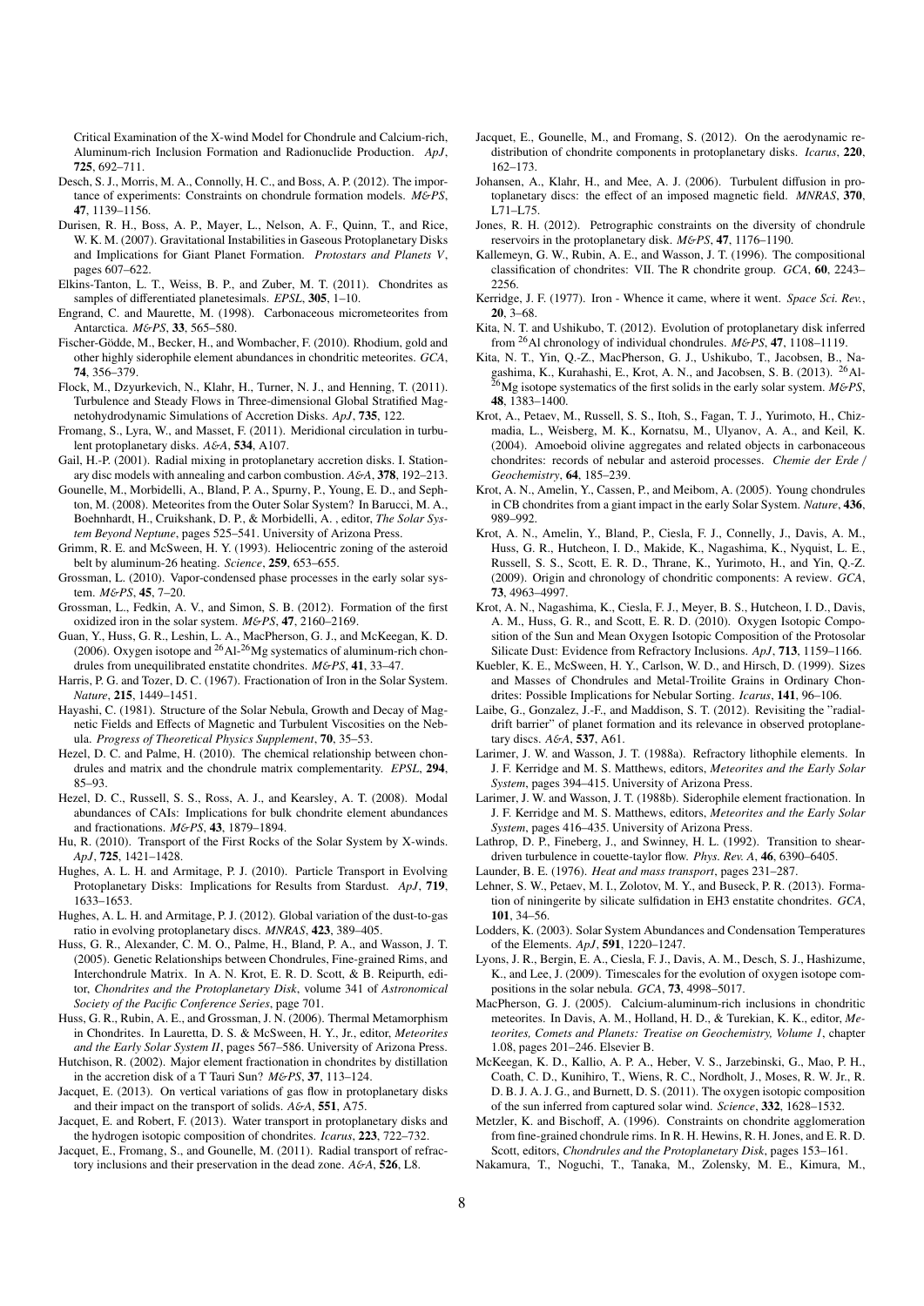Critical Examination of the X-wind Model for Chondrule and Calcium-rich, Aluminum-rich Inclusion Formation and Radionuclide Production. *ApJ*, **725**, 692–711.

Desch, S. J., Morris, M. A., Connolly, H. C., and Boss, A. P. (2012). The importance of experiments: Constraints on chondrule formation models. *M&PS*, **47**, 1139–1156.

Durisen, R. H., Boss, A. P., Mayer, L., Nelson, A. F., Quinn, T., and Rice, W. K. M. (2007). Gravitational Instabilities in Gaseous Protoplanetary Disks and Implications for Giant Planet Formation. *Protostars and Planets V*, pages 607–622.

Elkins-Tanton, L. T., Weiss, B. P., and Zuber, M. T. (2011). Chondrites as samples of differentiated planetesimals. *EPSL*, **305**, 1–10.

Engrand, C. and Maurette, M. (1998). Carbonaceous micrometeorites from Antarctica. *M&PS*, **33**, 565–580.

Fischer-Gödde, M., Becker, H., and Wombacher, F. (2010). Rhodium, gold and other highly siderophile element abundances in chondritic meteorites. *GCA*, **74**, 356–379.

Flock, M., Dzyurkevich, N., Klahr, H., Turner, N. J., and Henning, T. (2011). Turbulence and Steady Flows in Three-dimensional Global Stratified Magnetohydrodynamic Simulations of Accretion Disks. *ApJ*, **735**, 122.

Fromang, S., Lyra, W., and Masset, F. (2011). Meridional circulation in turbulent protoplanetary disks. *A&A*, **534**, A107.

Gail, H.-P. (2001). Radial mixing in protoplanetary accretion disks. I. Stationary disc models with annealing and carbon combustion. *A&A*, **378**, 192–213.

Gounelle, M., Morbidelli, A., Bland, P. A., Spurny, P., Young, E. D., and Sephton, M. (2008). Meteorites from the Outer Solar System? In Barucci, M. A., Boehnhardt, H., Cruikshank, D. P., & Morbidelli, A. , editor, *The Solar System Beyond Neptune*, pages 525–541. University of Arizona Press.

Grimm, R. E. and McSween, H. Y. (1993). Heliocentric zoning of the asteroid belt by aluminum-26 heating. *Science*, **259**, 653–655.

Grossman, L. (2010). Vapor-condensed phase processes in the early solar system. *M&PS*, **45**, 7–20.

Grossman, L., Fedkin, A. V., and Simon, S. B. (2012). Formation of the first oxidized iron in the solar system. *M&PS*, **47**, 2160–2169.

Guan, Y., Huss, G. R., Leshin, L. A., MacPherson, G. J., and McKeegan, K. D. (2006). Oxygen isotope and $^{26}$Al-$^{26}$Mg systematics of aluminum-rich chondrules from unequilibrated enstatite chondrites. *M&PS*, **41**, 33–47.

Harris, P. G. and Tozer, D. C. (1967). Fractionation of Iron in the Solar System. *Nature*, **215**, 1449–1451.

Hayashi, C. (1981). Structure of the Solar Nebula, Growth and Decay of Magnetic Fields and Effects of Magnetic and Turbulent Viscosities on the Nebula. *Progress of Theoretical Physics Supplement*, **70**, 35–53.

Hezel, D. C. and Palme, H. (2010). The chemical relationship between chondrules and matrix and the chondrule matrix complementarity. *EPSL*, **294**, 85–93.

Hezel, D. C., Russell, S. S., Ross, A. J., and Kearsley, A. T. (2008). Modal abundances of CAIs: Implications for bulk chondrite element abundances and fractionations. *M&PS*, **43**, 1879–1894.

Hu, R. (2010). Transport of the First Rocks of the Solar System by X-winds. *ApJ*, **725**, 1421–1428.

Hughes, A. L. H. and Armitage, P. J. (2010). Particle Transport in Evolving Protoplanetary Disks: Implications for Results from Stardust. *ApJ*, **719**, 1633–1653.

Hughes, A. L. H. and Armitage, P. J. (2012). Global variation of the dust-to-gas ratio in evolving protoplanetary discs. *MNRAS*, **423**, 389–405.

Huss, G. R., Alexander, C. M. O., Palme, H., Bland, P. A., and Wasson, J. T. (2005). Genetic Relationships between Chondrules, Fine-grained Rims, and Interchondrule Matrix. In A. N. Krot, E. R. D. Scott, & B. Reipurth, editor, *Chondrites and the Protoplanetary Disk*, volume 341 of *Astronomical Society of the Pacific Conference Series*, page 701.

Huss, G. R., Rubin, A. E., and Grossman, J. N. (2006). Thermal Metamorphism in Chondrites. In Lauretta, D. S. & McSween, H. Y., Jr., editor, *Meteorites and the Early Solar System II*, pages 567–586. University of Arizona Press.

Hutchison, R. (2002). Major element fractionation in chondrites by distillation in the accretion disk of a T Tauri Sun? *M&PS*, **37**, 113–124.

Jacquet, E. (2013). On vertical variations of gas flow in protoplanetary disks and their impact on the transport of solids. *A&A*, **551**, A75.

Jacquet, E. and Robert, F. (2013). Water transport in protoplanetary disks and the hydrogen isotopic composition of chondrites. *Icarus*, **223**, 722–732.

Jacquet, E., Fromang, S., and Gounelle, M. (2011). Radial transport of refractory inclusions and their preservation in the dead zone. *A&A*, **526**, L8.

Jacquet, E., Gounelle, M., and Fromang, S. (2012). On the aerodynamic redistribution of chondrite components in protoplanetary disks. *Icarus*, **220**, 162–173.

Johansen, A., Klahr, H., and Mee, A. J. (2006). Turbulent diffusion in protoplanetary discs: the effect of an imposed magnetic field. *MNRAS*, **370**, L71–L75.

Jones, R. H. (2012). Petrographic constraints on the diversity of chondrule reservoirs in the protoplanetary disk. *M&PS*, **47**, 1176–1190.

Kallemeyn, G. W., Rubin, A. E., and Wasson, J. T. (1996). The compositional classification of chondrites: VII. The R chondrite group. *GCA*, **60**, 2243–2256.

Kerridge, J. F. (1977). Iron - Whence it came, where it went. *Space Sci. Rev.*, **20**, 3–68.

Kita, N. T. and Ushikubo, T. (2012). Evolution of protoplanetary disk inferred from $^{26}$Al chronology of individual chondrules. *M&PS*, **47**, 1108–1119.

Kita, N. T., Yin, Q.-Z., MacPherson, G. J., Ushikubo, T., Jacobsen, B., Nagashima, K., Kurahashi, E., Krot, A. N., and Jacobsen, S. B. (2013). $^{26}$Al-$^{26}$Mg isotope systematics of the first solids in the early solar system. *M&PS*, **48**, 1383–1400.

Krot, A., Petaev, M., Russell, S. S., Itoh, S., Fagan, T. J., Yurimoto, H., Chizmadia, L., Weisberg, M. K., Kornatsu, M., Ulyanov, A. A., and Keil, K. (2004). Amoeboid olivine aggregates and related objects in carbonaceous chondrites: records of nebular and asteroid processes. *Chemie der Erde / Geochemistry*, **64**, 185–239.

Krot, A. N., Amelin, Y., Cassen, P., and Meibom, A. (2005). Young chondrules in CB chondrites from a giant impact in the early Solar System. *Nature*, **436**, 989–992.

Krot, A. N., Amelin, Y., Bland, P., Ciesla, F. J., Connelly, J., Davis, A. M., Huss, G. R., Hutcheon, I. D., Makide, K., Nagashima, K., Nyquist, L. E., Russell, S. S., Scott, E. R. D., Thrane, K., Yurimoto, H., and Yin, Q.-Z. (2009). Origin and chronology of chondritic components: A review. *GCA*, **73**, 4963–4997.

Krot, A. N., Nagashima, K., Ciesla, F. J., Meyer, B. S., Hutcheon, I. D., Davis, A. M., Huss, G. R., and Scott, E. R. D. (2010). Oxygen Isotopic Composition of the Sun and Mean Oxygen Isotopic Composition of the Protosolar Silicate Dust: Evidence from Refractory Inclusions. *ApJ*, **713**, 1159–1166.

Kuebler, K. E., McSween, H. Y., Carlson, W. D., and Hirsch, D. (1999). Sizes and Masses of Chondrules and Metal-Troilite Grains in Ordinary Chondrites: Possible Implications for Nebular Sorting. *Icarus*, **141**, 96–106.

Laibe, G., Gonzalez, J.-F., and Maddison, S. T. (2012). Revisiting the "radial-drift barrier" of planet formation and its relevance in observed protoplanetary discs. *A&A*, **537**, A61.

Larimer, J. W. and Wasson, J. T. (1988a). Refractory lithophile elements. In J. F. Kerridge and M. S. Matthews, editors, *Meteorites and the Early Solar System*, pages 394–415. University of Arizona Press.

Larimer, J. W. and Wasson, J. T. (1988b). Siderophile element fractionation. In J. F. Kerridge and M. S. Matthews, editors, *Meteorites and the Early Solar System*, pages 416–435. University of Arizona Press.

Lathrop, D. P., Fineberg, J., and Swinney, H. L. (1992). Transition to shear-driven turbulence in couette-taylor flow. *Phys. Rev. A*, **46**, 6390–6405.

Launder, B. E. (1976). *Heat and mass transport*, pages 231–287.

Lehner, S. W., Petaev, M. I., Zolotov, M. Y., and Buseck, P. R. (2013). Formation of niningerite by silicate sulfidation in EH3 enstatite chondrites. *GCA*, **101**, 34–56.

Lodders, K. (2003). Solar System Abundances and Condensation Temperatures of the Elements. *ApJ*, **591**, 1220–1247.

Lyons, J. R., Bergin, E. A., Ciesla, F. J., Davis, A. M., Desch, S. J., Hashizume, K., and Lee, J. (2009). Timescales for the evolution of oxygen isotope compositions in the solar nebula. *GCA*, **73**, 4998–5017.

MacPherson, G. J. (2005). Calcium-aluminum-rich inclusions in chondritic meteorites. In Davis, A. M., Holland, H. D., & Turekian, K. K., editor, *Meteorites, Comets and Planets: Treatise on Geochemistry, Volume 1*, chapter 1.08, pages 201–246. Elsevier B.

McKeegan, K. D., Kallio, A. P. A., Heber, V. S., Jarzebinski, G., Mao, P. H., Coath, C. D., Kunihiro, T., Wiens, R. C., Nordholt, J., Moses, R. W. Jr., R. D. B. J. A. J. G., and Burnett, D. S. (2011). The oxygen isotopic composition of the sun inferred from captured solar wind. *Science*, **332**, 1628–1532.

Metzler, K. and Bischoff, A. (1996). Constraints on chondrite agglomeration from fine-grained chondrule rims. In R. H. Hewins, R. H. Jones, and E. R. D. Scott, editors, *Chondrules and the Protoplanetary Disk*, pages 153–161.

Nakamura, T., Noguchi, T., Tanaka, M., Zolensky, M. E., Kimura, M.,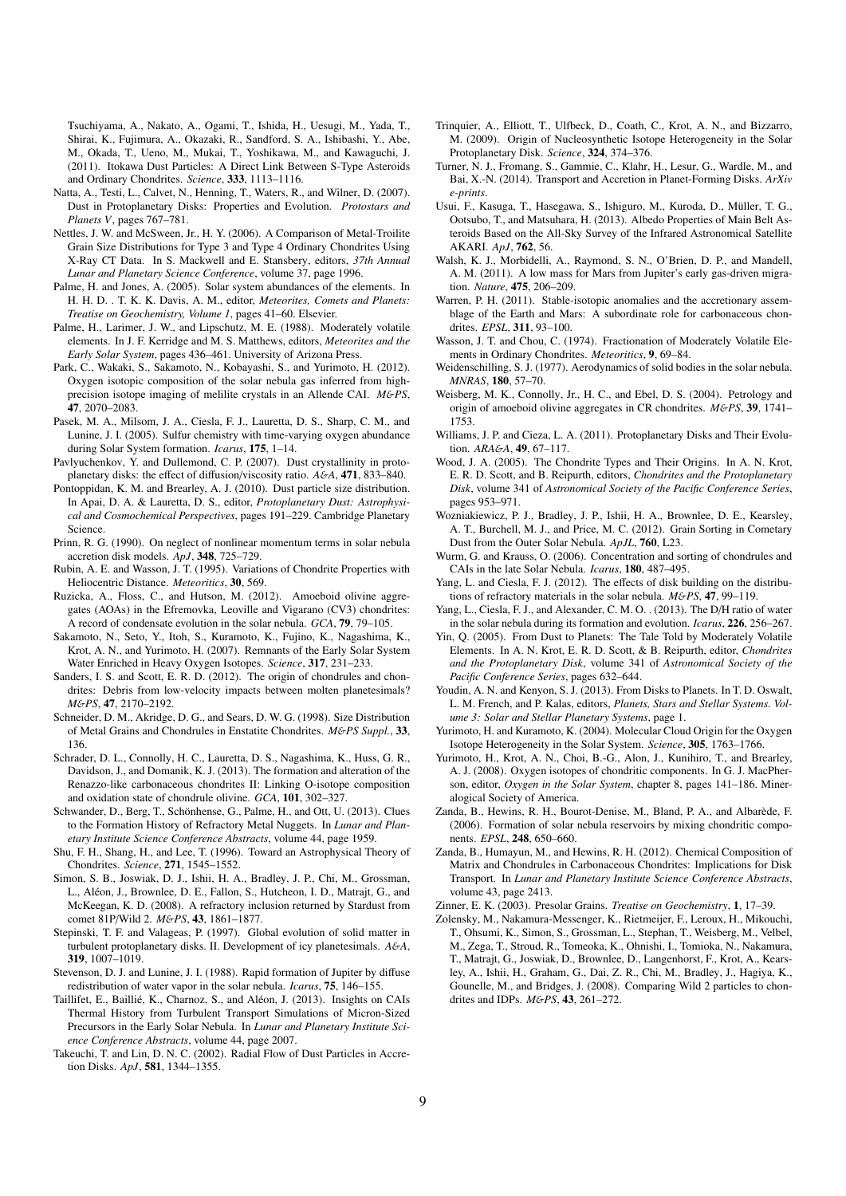Tsuchiyama, A., Nakato, A., Ogami, T., Ishida, H., Uesugi, M., Yada, T., Shirai, K., Fujimura, A., Okazaki, R., Sandford, S. A., Ishibashi, Y., Abe, M., Okada, T., Ueno, M., Mukai, T., Yoshikawa, M., and Kawaguchi, J. (2011). Itokawa Dust Particles: A Direct Link Between S-Type Asteroids and Ordinary Chondrites. *Science*, **333**, 1113–1116.

Natta, A., Testi, L., Calvet, N., Henning, T., Waters, R., and Wilner, D. (2007). Dust in Protoplanetary Disks: Properties and Evolution. *Protostars and Planets V*, pages 767–781.

Nettles, J. W. and McSween, Jr., H. Y. (2006). A Comparison of Metal-Troilite Grain Size Distributions for Type 3 and Type 4 Ordinary Chondrites Using X-Ray CT Data. In S. Mackwell and E. Stansbery, editors, *37th Annual Lunar and Planetary Science Conference*, volume 37, page 1996.

Palme, H. and Jones, A. (2005). Solar system abundances of the elements. In H. H. D. . T. K. K. Davis, A. M., editor, *Meteorites, Comets and Planets: Treatise on Geochemistry, Volume 1*, pages 41–60. Elsevier.

Palme, H., Larimer, J. W., and Lipschutz, M. E. (1988). Moderately volatile elements. In J. F. Kerridge and M. S. Matthews, editors, *Meteorites and the Early Solar System*, pages 436–461. University of Arizona Press.

Park, C., Wakaki, S., Sakamoto, N., Kobayashi, S., and Yurimoto, H. (2012). Oxygen isotopic composition of the solar nebula gas inferred from high-precision isotope imaging of melilite crystals in an Allende CAI. *M&PS*, **47**, 2070–2083.

Pasek, M. A., Milsom, J. A., Ciesla, F. J., Lauretta, D. S., Sharp, C. M., and Lunine, J. I. (2005). Sulfur chemistry with time-varying oxygen abundance during Solar System formation. *Icarus*, **175**, 1–14.

Pavlyuchenkov, Y. and Dullemond, C. P. (2007). Dust crystallinity in protoplanetary disks: the effect of diffusion/viscosity ratio. *A&A*, **471**, 833–840.

Pontoppidan, K. M. and Brearley, A. J. (2010). Dust particle size distribution. In Apai, D. A. & Lauretta, D. S., editor, *Protoplanetary Dust: Astrophysical and Cosmochemical Perspectives*, pages 191–229. Cambridge Planetary Science.

Prinn, R. G. (1990). On neglect of nonlinear momentum terms in solar nebula accretion disk models. *ApJ*, **348**, 725–729.

Rubin, A. E. and Wasson, J. T. (1995). Variations of Chondrite Properties with Heliocentric Distance. *Meteoritics*, **30**, 569.

Ruzicka, A., Floss, C., and Hutson, M. (2012). Amoeboid olivine aggregates (AOAs) in the Efremovka, Leoville and Vigarano (CV3) chondrites: A record of condensate evolution in the solar nebula. *GCA*, **79**, 79–105.

Sakamoto, N., Seto, Y., Itoh, S., Kuramoto, K., Fujino, K., Nagashima, K., Krot, A. N., and Yurimoto, H. (2007). Remnants of the Early Solar System Water Enriched in Heavy Oxygen Isotopes. *Science*, **317**, 231–233.

Sanders, I. S. and Scott, E. R. D. (2012). The origin of chondrules and chondrites: Debris from low-velocity impacts between molten planetesimals? *M&PS*, **47**, 2170–2192.

Schneider, D. M., Akridge, D. G., and Sears, D. W. G. (1998). Size Distribution of Metal Grains and Chondrules in Enstatite Chondrites. *M&PS Suppl.*, **33**, 136.

Schrader, D. L., Connolly, H. C., Lauretta, D. S., Nagashima, K., Huss, G. R., Davidson, J., and Domanik, K. J. (2013). The formation and alteration of the Renazzo-like carbonaceous chondrites II: Linking O-isotope composition and oxidation state of chondrule olivine. *GCA*, **101**, 302–327.

Schwander, D., Berg, T., Schönhense, G., Palme, H., and Ott, U. (2013). Clues to the Formation History of Refractory Metal Nuggets. In *Lunar and Planetary Institute Science Conference Abstracts*, volume 44, page 1959.

Shu, F. H., Shang, H., and Lee, T. (1996). Toward an Astrophysical Theory of Chondrites. *Science*, **271**, 1545–1552.

Simon, S. B., Joswiak, D. J., Ishii, H. A., Bradley, J. P., Chi, M., Grossman, L., Aléon, J., Brownlee, D. E., Fallon, S., Hutcheon, I. D., Matrajt, G., and McKeegan, K. D. (2008). A refractory inclusion returned by Stardust from comet 81P/Wild 2. *M&PS*, **43**, 1861–1877.

Stepinski, T. F. and Valageas, P. (1997). Global evolution of solid matter in turbulent protoplanetary disks. II. Development of icy planetesimals. *A&A*, **319**, 1007–1019.

Stevenson, D. J. and Lunine, J. I. (1988). Rapid formation of Jupiter by diffuse redistribution of water vapor in the solar nebula. *Icarus*, **75**, 146–155.

Taillifet, E., Baillié, K., Charnoz, S., and Aléon, J. (2013). Insights on CAIs Thermal History from Turbulent Transport Simulations of Micron-Sized Precursors in the Early Solar Nebula. In *Lunar and Planetary Institute Science Conference Abstracts*, volume 44, page 2007.

Takeuchi, T. and Lin, D. N. C. (2002). Radial Flow of Dust Particles in Accretion Disks. *ApJ*, **581**, 1344–1355.

Trinquier, A., Elliott, T., Ulfbeck, D., Coath, C., Krot, A. N., and Bizzarro, M. (2009). Origin of Nucleosynthetic Isotope Heterogeneity in the Solar Protoplanetary Disk. *Science*, **324**, 374–376.

Turner, N. J., Fromang, S., Gammie, C., Klahr, H., Lesur, G., Wardle, M., and Bai, X.-N. (2014). Transport and Accretion in Planet-Forming Disks. *ArXiv e-prints*.

Usui, F., Kasuga, T., Hasegawa, S., Ishiguro, M., Kuroda, D., Müller, T. G., Ootsubo, T., and Matsuhara, H. (2013). Albedo Properties of Main Belt Asteroids Based on the All-Sky Survey of the Infrared Astronomical Satellite AKARI. *ApJ*, **762**, 56.

Walsh, K. J., Morbidelli, A., Raymond, S. N., O'Brien, D. P., and Mandell, A. M. (2011). A low mass for Mars from Jupiter's early gas-driven migration. *Nature*, **475**, 206–209.

Warren, P. H. (2011). Stable-isotopic anomalies and the accretionary assemblage of the Earth and Mars: A subordinate role for carbonaceous chondrites. *EPSL*, **311**, 93–100.

Wasson, J. T. and Chou, C. (1974). Fractionation of Moderately Volatile Elements in Ordinary Chondrites. *Meteoritics*, **9**, 69–84.

Weidenschilling, S. J. (1977). Aerodynamics of solid bodies in the solar nebula. *MNRAS*, **180**, 57–70.

Weisberg, M. K., Connolly, Jr., H. C., and Ebel, D. S. (2004). Petrology and origin of amoeboid olivine aggregates in CR chondrites. *M&PS*, **39**, 1741–1753.

Williams, J. P. and Cieza, L. A. (2011). Protoplanetary Disks and Their Evolution. *ARA&A*, **49**, 67–117.

Wood, J. A. (2005). The Chondrite Types and Their Origins. In A. N. Krot, E. R. D. Scott, and B. Reipurth, editors, *Chondrites and the Protoplanetary Disk*, volume 341 of *Astronomical Society of the Pacific Conference Series*, pages 953–971.

Wozniakiewicz, P. J., Bradley, J. P., Ishii, H. A., Brownlee, D. E., Kearsley, A. T., Burchell, M. J., and Price, M. C. (2012). Grain Sorting in Cometary Dust from the Outer Solar Nebula. *ApJL*, **760**, L23.

Wurm, G. and Krauss, O. (2006). Concentration and sorting of chondrules and CAIs in the late Solar Nebula. *Icarus*, **180**, 487–495.

Yang, L. and Ciesla, F. J. (2012). The effects of disk building on the distributions of refractory materials in the solar nebula. *M&PS*, **47**, 99–119.

Yang, L., Ciesla, F. J., and Alexander, C. M. O. . (2013). The D/H ratio of water in the solar nebula during its formation and evolution. *Icarus*, **226**, 256–267.

Yin, Q. (2005). From Dust to Planets: The Tale Told by Moderately Volatile Elements. In A. N. Krot, E. R. D. Scott, & B. Reipurth, editor, *Chondrites and the Protoplanetary Disk*, volume 341 of *Astronomical Society of the Pacific Conference Series*, pages 632–644.

Youdin, A. N. and Kenyon, S. J. (2013). From Disks to Planets. In T. D. Oswalt, L. M. French, and P. Kalas, editors, *Planets, Stars and Stellar Systems. Volume 3: Solar and Stellar Planetary Systems*, page 1.

Yurimoto, H. and Kuramoto, K. (2004). Molecular Cloud Origin for the Oxygen Isotope Heterogeneity in the Solar System. *Science*, **305**, 1763–1766.

Yurimoto, H., Krot, A. N., Choi, B.-G., Alon, J., Kunihiro, T., and Brearley, A. J. (2008). Oxygen isotopes of chondritic components. In G. J. MacPherson, editor, *Oxygen in the Solar System*, chapter 8, pages 141–186. Mineralogical Society of America.

Zanda, B., Hewins, R. H., Bourot-Denise, M., Bland, P. A., and Albarède, F. (2006). Formation of solar nebula reservoirs by mixing chondritic components. *EPSL*, **248**, 650–660.

Zanda, B., Humayun, M., and Hewins, R. H. (2012). Chemical Composition of Matrix and Chondrules in Carbonaceous Chondrites: Implications for Disk Transport. In *Lunar and Planetary Institute Science Conference Abstracts*, volume 43, page 2413.

Zinner, E. K. (2003). Presolar Grains. *Treatise on Geochemistry*, **1**, 17–39.

Zolensky, M., Nakamura-Messenger, K., Rietmeijer, F., Leroux, H., Mikouchi, T., Ohsumi, K., Simon, S., Grossman, L., Stephan, T., Weisberg, M., Velbel, M., Zega, T., Stroud, R., Tomeoka, K., Ohnishi, I., Tomioka, N., Nakamura, T., Matrajt, G., Joswiak, D., Brownlee, D., Langenhorst, F., Krot, A., Kearsley, A., Ishii, H., Graham, G., Dai, Z. R., Chi, M., Bradley, J., Hagiya, K., Gounelle, M., and Bridges, J. (2008). Comparing Wild 2 particles to chondrites and IDPs. *M&PS*, **43**, 261–272.